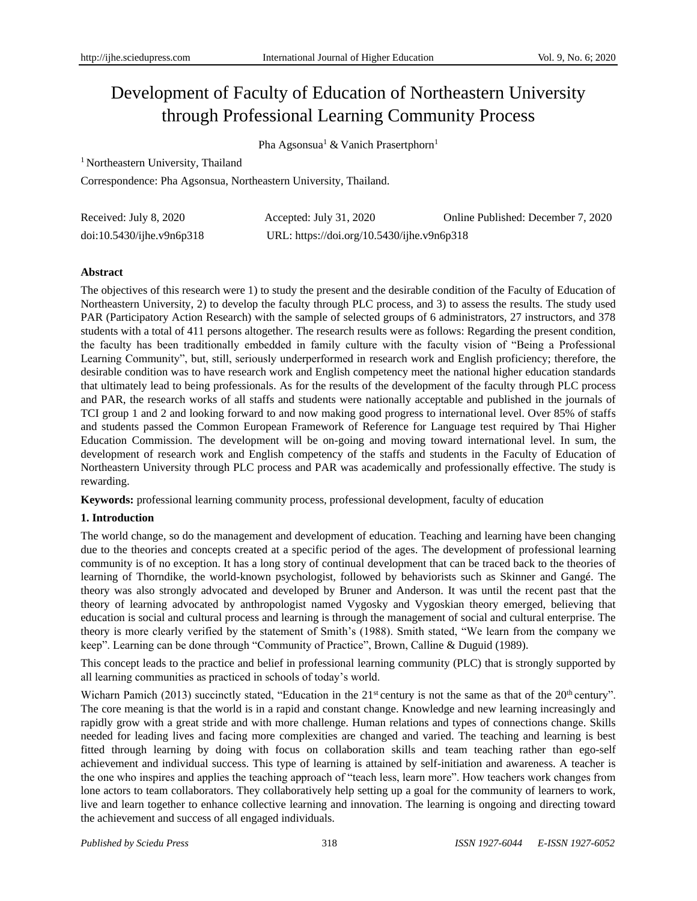# Development of Faculty of Education of Northeastern University through Professional Learning Community Process

Pha Agsonsua[1] & Vanich Prasertphorn[1]

[1] Northeastern University, Thailand

Correspondence: Pha Agsonsua, Northeastern University, Thailand.

Received: July 8, 2020 Accepted: July 31, 2020 Online Published: December 7, 2020

doi:10.5430/ijhe.v9n6p318 URL: https://doi.org/10.5430/ijhe.v9n6p318

## Abstract

The objectives of this research were 1) to study the present and the desirable condition of the Faculty of Education of Northeastern University, 2) to develop the faculty through PLC process, and 3) to assess the results. The study used PAR (Participatory Action Research) with the sample of selected groups of 6 administrators, 27 instructors, and 378 students with a total of 411 persons altogether. The research results were as follows: Regarding the present condition, the faculty has been traditionally embedded in family culture with the faculty vision of "Being a Professional Learning Community", but, still, seriously underperformed in research work and English proficiency; therefore, the desirable condition was to have research work and English competency meet the national higher education standards that ultimately lead to being professionals. As for the results of the development of the faculty through PLC process and PAR, the research works of all staffs and students were nationally acceptable and published in the journals of TCI group 1 and 2 and looking forward to and now making good progress to international level. Over 85% of staffs and students passed the Common European Framework of Reference for Language test required by Thai Higher Education Commission. The development will be on-going and moving toward international level. In sum, the development of research work and English competency of the staffs and students in the Faculty of Education of Northeastern University through PLC process and PAR was academically and professionally effective. The study is rewarding.

**Keywords:** professional learning community process, professional development, faculty of education

## 1. Introduction

The world change, so do the management and development of education. Teaching and learning have been changing due to the theories and concepts created at a specific period of the ages. The development of professional learning community is of no exception. It has a long story of continual development that can be traced back to the theories of learning of Thorndike, the world-known psychologist, followed by behaviorists such as Skinner and Gangé. The theory was also strongly advocated and developed by Bruner and Anderson. It was until the recent past that the theory of learning advocated by anthropologist named Vygosky and Vygoskian theory emerged, believing that education is social and cultural process and learning is through the management of social and cultural enterprise. The theory is more clearly verified by the statement of Smith's (1988). Smith stated, "We learn from the company we keep". Learning can be done through "Community of Practice", Brown, Calline & Duguid (1989).

This concept leads to the practice and belief in professional learning community (PLC) that is strongly supported by all learning communities as practiced in schools of today's world.

Wicharn Pamich (2013) succinctly stated, "Education in the 21st century is not the same as that of the 20th century". The core meaning is that the world is in a rapid and constant change. Knowledge and new learning increasingly and rapidly grow with a great stride and with more challenge. Human relations and types of connections change. Skills needed for leading lives and facing more complexities are changed and varied. The teaching and learning is best fitted through learning by doing with focus on collaboration skills and team teaching rather than ego-self achievement and individual success. This type of learning is attained by self-initiation and awareness. A teacher is the one who inspires and applies the teaching approach of "teach less, learn more". How teachers work changes from lone actors to team collaborators. They collaboratively help setting up a goal for the community of learners to work, live and learn together to enhance collective learning and innovation. The learning is ongoing and directing toward the achievement and success of all engaged individuals.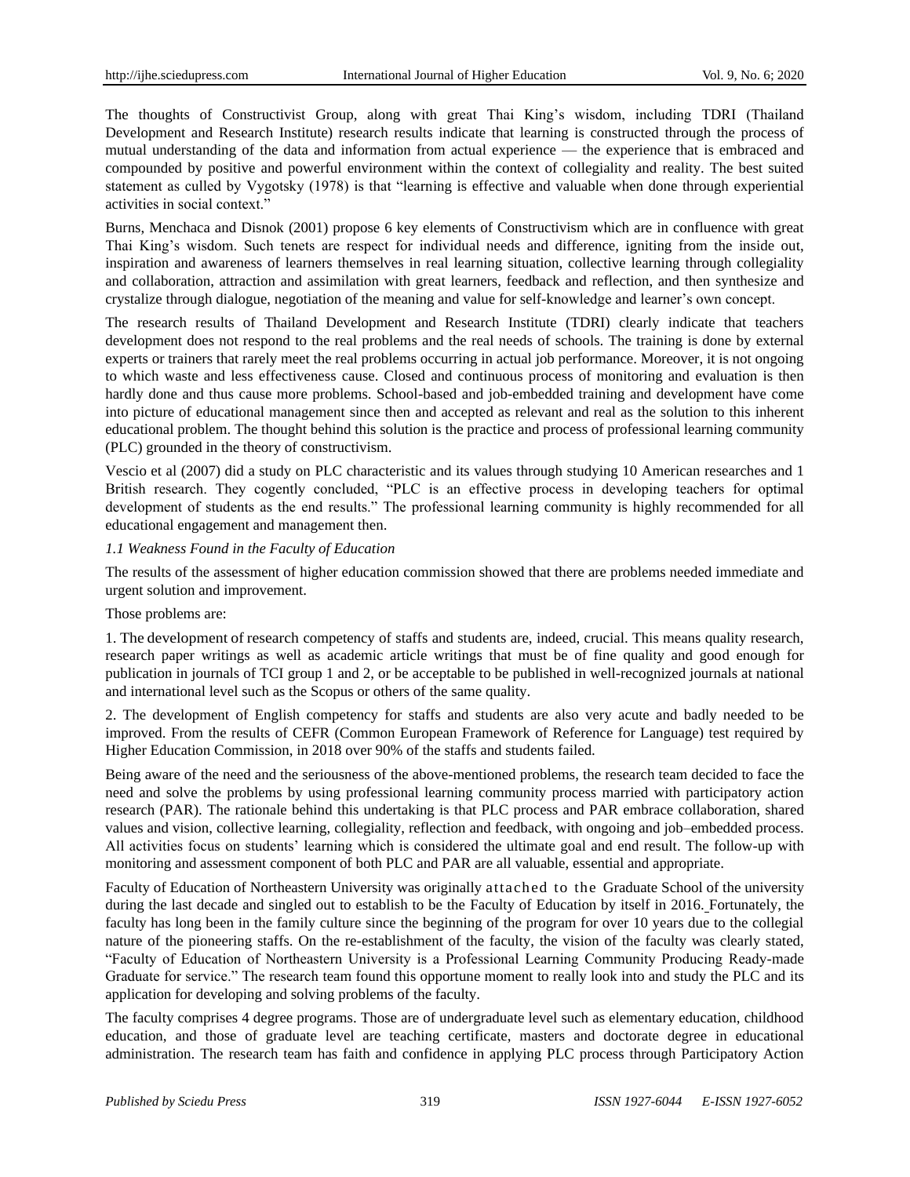The thoughts of Constructivist Group, along with great Thai King's wisdom, including TDRI (Thailand Development and Research Institute) research results indicate that learning is constructed through the process of mutual understanding of the data and information from actual experience — the experience that is embraced and compounded by positive and powerful environment within the context of collegiality and reality. The best suited statement as culled by Vygotsky (1978) is that "learning is effective and valuable when done through experiential activities in social context."

Burns, Menchaca and Disnok (2001) propose 6 key elements of Constructivism which are in confluence with great Thai King's wisdom. Such tenets are respect for individual needs and difference, igniting from the inside out, inspiration and awareness of learners themselves in real learning situation, collective learning through collegiality and collaboration, attraction and assimilation with great learners, feedback and reflection, and then synthesize and crystalize through dialogue, negotiation of the meaning and value for self-knowledge and learner's own concept.

The research results of Thailand Development and Research Institute (TDRI) clearly indicate that teachers development does not respond to the real problems and the real needs of schools. The training is done by external experts or trainers that rarely meet the real problems occurring in actual job performance. Moreover, it is not ongoing to which waste and less effectiveness cause. Closed and continuous process of monitoring and evaluation is then hardly done and thus cause more problems. School-based and job-embedded training and development have come into picture of educational management since then and accepted as relevant and real as the solution to this inherent educational problem. The thought behind this solution is the practice and process of professional learning community (PLC) grounded in the theory of constructivism.

Vescio et al (2007) did a study on PLC characteristic and its values through studying 10 American researches and 1 British research. They cogently concluded, "PLC is an effective process in developing teachers for optimal development of students as the end results." The professional learning community is highly recommended for all educational engagement and management then.

*1.1 Weakness Found in the Faculty of Education*

The results of the assessment of higher education commission showed that there are problems needed immediate and urgent solution and improvement.

Those problems are:

1. The development of research competency of staffs and students are, indeed, crucial. This means quality research, research paper writings as well as academic article writings that must be of fine quality and good enough for publication in journals of TCI group 1 and 2, or be acceptable to be published in well-recognized journals at national and international level such as the Scopus or others of the same quality.

2. The development of English competency for staffs and students are also very acute and badly needed to be improved. From the results of CEFR (Common European Framework of Reference for Language) test required by Higher Education Commission, in 2018 over 90% of the staffs and students failed.

Being aware of the need and the seriousness of the above-mentioned problems, the research team decided to face the need and solve the problems by using professional learning community process married with participatory action research (PAR). The rationale behind this undertaking is that PLC process and PAR embrace collaboration, shared values and vision, collective learning, collegiality, reflection and feedback, with ongoing and job–embedded process. All activities focus on students' learning which is considered the ultimate goal and end result. The follow-up with monitoring and assessment component of both PLC and PAR are all valuable, essential and appropriate.

Faculty of Education of Northeastern University was originally attached to the Graduate School of the university during the last decade and singled out to establish to be the Faculty of Education by itself in 2016. Fortunately, the faculty has long been in the family culture since the beginning of the program for over 10 years due to the collegial nature of the pioneering staffs. On the re-establishment of the faculty, the vision of the faculty was clearly stated, "Faculty of Education of Northeastern University is a Professional Learning Community Producing Ready-made Graduate for service." The research team found this opportune moment to really look into and study the PLC and its application for developing and solving problems of the faculty.

The faculty comprises 4 degree programs. Those are of undergraduate level such as elementary education, childhood education, and those of graduate level are teaching certificate, masters and doctorate degree in educational administration. The research team has faith and confidence in applying PLC process through Participatory Action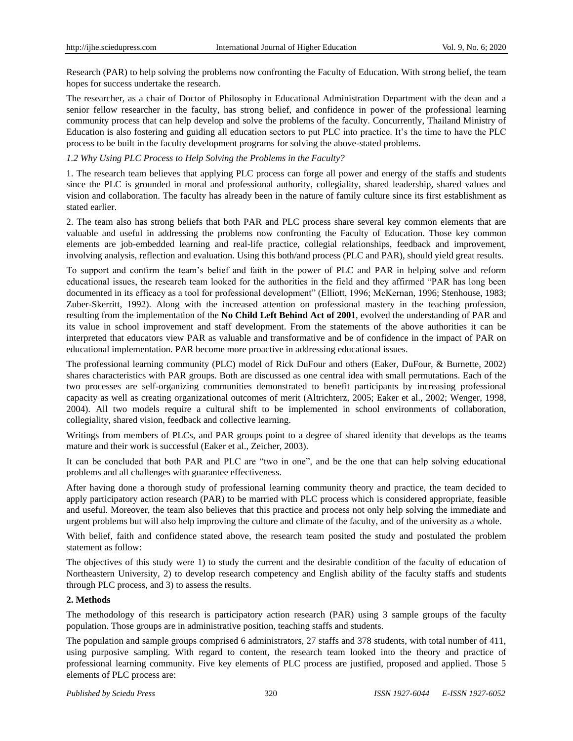Research (PAR) to help solving the problems now confronting the Faculty of Education. With strong belief, the team hopes for success undertake the research.

The researcher, as a chair of Doctor of Philosophy in Educational Administration Department with the dean and a senior fellow researcher in the faculty, has strong belief, and confidence in power of the professional learning community process that can help develop and solve the problems of the faculty. Concurrently, Thailand Ministry of Education is also fostering and guiding all education sectors to put PLC into practice. It's the time to have the PLC process to be built in the faculty development programs for solving the above-stated problems.

*1.2 Why Using PLC Process to Help Solving the Problems in the Faculty?*

1. The research team believes that applying PLC process can forge all power and energy of the staffs and students since the PLC is grounded in moral and professional authority, collegiality, shared leadership, shared values and vision and collaboration. The faculty has already been in the nature of family culture since its first establishment as stated earlier.

2. The team also has strong beliefs that both PAR and PLC process share several key common elements that are valuable and useful in addressing the problems now confronting the Faculty of Education. Those key common elements are job-embedded learning and real-life practice, collegial relationships, feedback and improvement, involving analysis, reflection and evaluation. Using this both/and process (PLC and PAR), should yield great results.

To support and confirm the team's belief and faith in the power of PLC and PAR in helping solve and reform educational issues, the research team looked for the authorities in the field and they affirmed "PAR has long been documented in its efficacy as a tool for professional development" (Elliott, 1996; McKernan, 1996; Stenhouse, 1983; Zuber-Skerritt, 1992). Along with the increased attention on professional mastery in the teaching profession, resulting from the implementation of the **No Child Left Behind Act of 2001**, evolved the understanding of PAR and its value in school improvement and staff development. From the statements of the above authorities it can be interpreted that educators view PAR as valuable and transformative and be of confidence in the impact of PAR on educational implementation. PAR become more proactive in addressing educational issues.

The professional learning community (PLC) model of Rick DuFour and others (Eaker, DuFour, & Burnette, 2002) shares characteristics with PAR groups. Both are discussed as one central idea with small permutations. Each of the two processes are self-organizing communities demonstrated to benefit participants by increasing professional capacity as well as creating organizational outcomes of merit (Altrichterz, 2005; Eaker et al., 2002; Wenger, 1998, 2004). All two models require a cultural shift to be implemented in school environments of collaboration, collegiality, shared vision, feedback and collective learning.

Writings from members of PLCs, and PAR groups point to a degree of shared identity that develops as the teams mature and their work is successful (Eaker et al., Zeicher, 2003).

It can be concluded that both PAR and PLC are "two in one", and be the one that can help solving educational problems and all challenges with guarantee effectiveness.

After having done a thorough study of professional learning community theory and practice, the team decided to apply participatory action research (PAR) to be married with PLC process which is considered appropriate, feasible and useful. Moreover, the team also believes that this practice and process not only help solving the immediate and urgent problems but will also help improving the culture and climate of the faculty, and of the university as a whole.

With belief, faith and confidence stated above, the research team posited the study and postulated the problem statement as follow:

The objectives of this study were 1) to study the current and the desirable condition of the faculty of education of Northeastern University, 2) to develop research competency and English ability of the faculty staffs and students through PLC process, and 3) to assess the results.

## 2. Methods

The methodology of this research is participatory action research (PAR) using 3 sample groups of the faculty population. Those groups are in administrative position, teaching staffs and students.

The population and sample groups comprised 6 administrators, 27 staffs and 378 students, with total number of 411, using purposive sampling. With regard to content, the research team looked into the theory and practice of professional learning community. Five key elements of PLC process are justified, proposed and applied. Those 5 elements of PLC process are: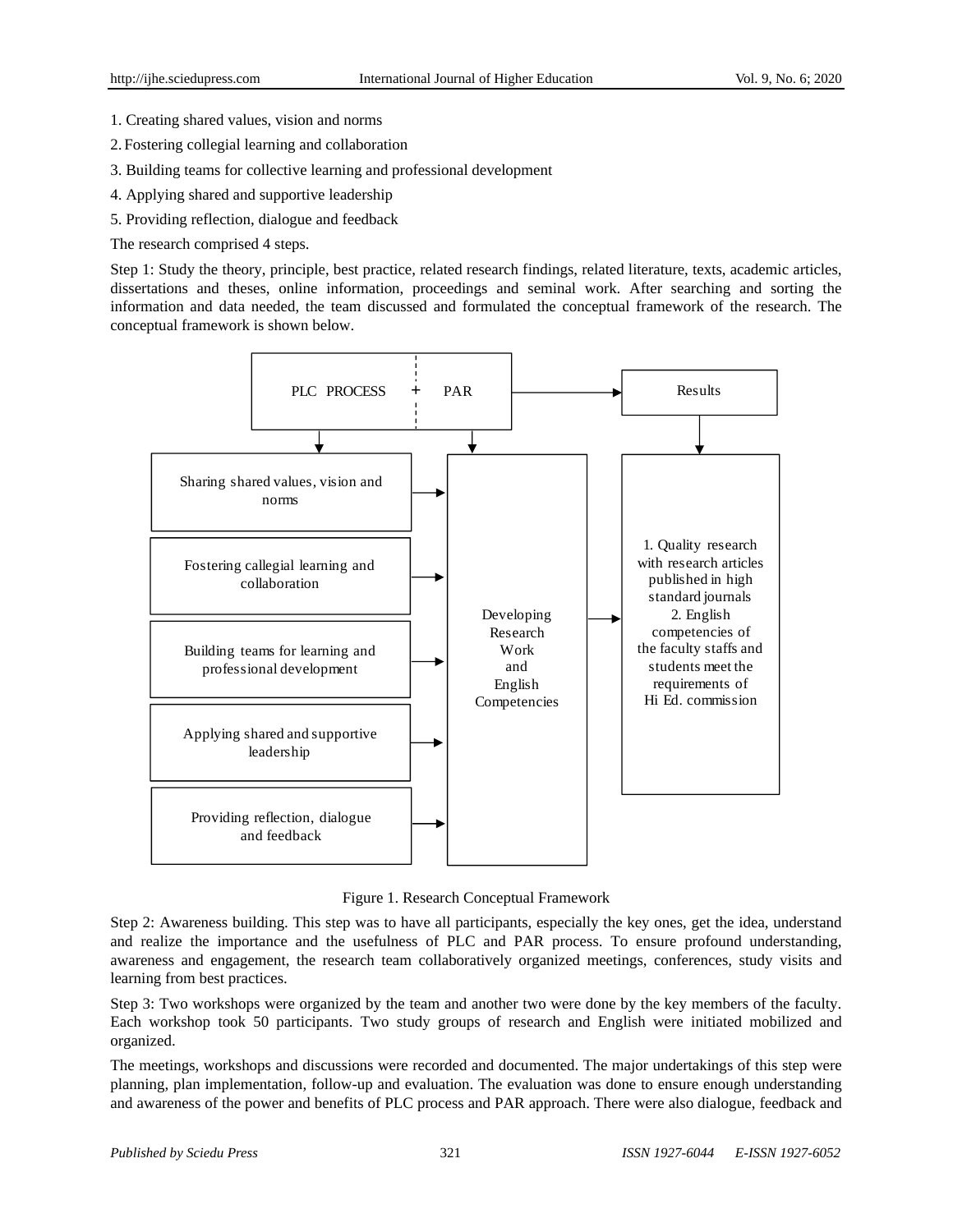1. Creating shared values, vision and norms
2. Fostering collegial learning and collaboration
3. Building teams for collective learning and professional development
4. Applying shared and supportive leadership
5. Providing reflection, dialogue and feedback

The research comprised 4 steps.

Step 1: Study the theory, principle, best practice, related research findings, related literature, texts, academic articles, dissertations and theses, online information, proceedings and seminal work. After searching and sorting the information and data needed, the team discussed and formulated the conceptual framework of the research. The conceptual framework is shown below.

PLC PROCESS + PAR

Results

Sharing shared values, vision and norms

Fostering callegial learning and collaboration

Building teams for learning and professional development

Applying shared and supportive leadership

Providing reflection, dialogue and feedback

Developing Research Work and English Competencies

1. Quality research with research articles published in high standard journals
2. English competencies of the faculty staffs and students meet the requirements of Hi Ed. commission

Figure 1. Research Conceptual Framework

Step 2: Awareness building. This step was to have all participants, especially the key ones, get the idea, understand and realize the importance and the usefulness of PLC and PAR process. To ensure profound understanding, awareness and engagement, the research team collaboratively organized meetings, conferences, study visits and learning from best practices.

Step 3: Two workshops were organized by the team and another two were done by the key members of the faculty. Each workshop took 50 participants. Two study groups of research and English were initiated mobilized and organized.

The meetings, workshops and discussions were recorded and documented. The major undertakings of this step were planning, plan implementation, follow-up and evaluation. The evaluation was done to ensure enough understanding and awareness of the power and benefits of PLC process and PAR approach. There were also dialogue, feedback and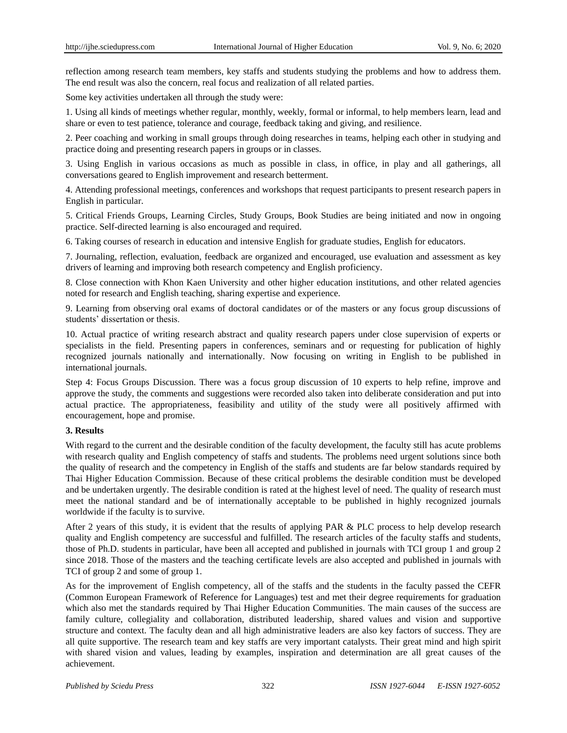reflection among research team members, key staffs and students studying the problems and how to address them. The end result was also the concern, real focus and realization of all related parties.

Some key activities undertaken all through the study were:

1. Using all kinds of meetings whether regular, monthly, weekly, formal or informal, to help members learn, lead and share or even to test patience, tolerance and courage, feedback taking and giving, and resilience.

2. Peer coaching and working in small groups through doing researches in teams, helping each other in studying and practice doing and presenting research papers in groups or in classes.

3. Using English in various occasions as much as possible in class, in office, in play and all gatherings, all conversations geared to English improvement and research betterment.

4. Attending professional meetings, conferences and workshops that request participants to present research papers in English in particular.

5. Critical Friends Groups, Learning Circles, Study Groups, Book Studies are being initiated and now in ongoing practice. Self-directed learning is also encouraged and required.

6. Taking courses of research in education and intensive English for graduate studies, English for educators.

7. Journaling, reflection, evaluation, feedback are organized and encouraged, use evaluation and assessment as key drivers of learning and improving both research competency and English proficiency.

8. Close connection with Khon Kaen University and other higher education institutions, and other related agencies noted for research and English teaching, sharing expertise and experience.

9. Learning from observing oral exams of doctoral candidates or of the masters or any focus group discussions of students' dissertation or thesis.

10. Actual practice of writing research abstract and quality research papers under close supervision of experts or specialists in the field. Presenting papers in conferences, seminars and or requesting for publication of highly recognized journals nationally and internationally. Now focusing on writing in English to be published in international journals.

Step 4: Focus Groups Discussion. There was a focus group discussion of 10 experts to help refine, improve and approve the study, the comments and suggestions were recorded also taken into deliberate consideration and put into actual practice. The appropriateness, feasibility and utility of the study were all positively affirmed with encouragement, hope and promise.

## 3. Results

With regard to the current and the desirable condition of the faculty development, the faculty still has acute problems with research quality and English competency of staffs and students. The problems need urgent solutions since both the quality of research and the competency in English of the staffs and students are far below standards required by Thai Higher Education Commission. Because of these critical problems the desirable condition must be developed and be undertaken urgently. The desirable condition is rated at the highest level of need. The quality of research must meet the national standard and be of internationally acceptable to be published in highly recognized journals worldwide if the faculty is to survive.

After 2 years of this study, it is evident that the results of applying PAR & PLC process to help develop research quality and English competency are successful and fulfilled. The research articles of the faculty staffs and students, those of Ph.D. students in particular, have been all accepted and published in journals with TCI group 1 and group 2 since 2018. Those of the masters and the teaching certificate levels are also accepted and published in journals with TCI of group 2 and some of group 1.

As for the improvement of English competency, all of the staffs and the students in the faculty passed the CEFR (Common European Framework of Reference for Languages) test and met their degree requirements for graduation which also met the standards required by Thai Higher Education Communities. The main causes of the success are family culture, collegiality and collaboration, distributed leadership, shared values and vision and supportive structure and context. The faculty dean and all high administrative leaders are also key factors of success. They are all quite supportive. The research team and key staffs are very important catalysts. Their great mind and high spirit with shared vision and values, leading by examples, inspiration and determination are all great causes of the achievement.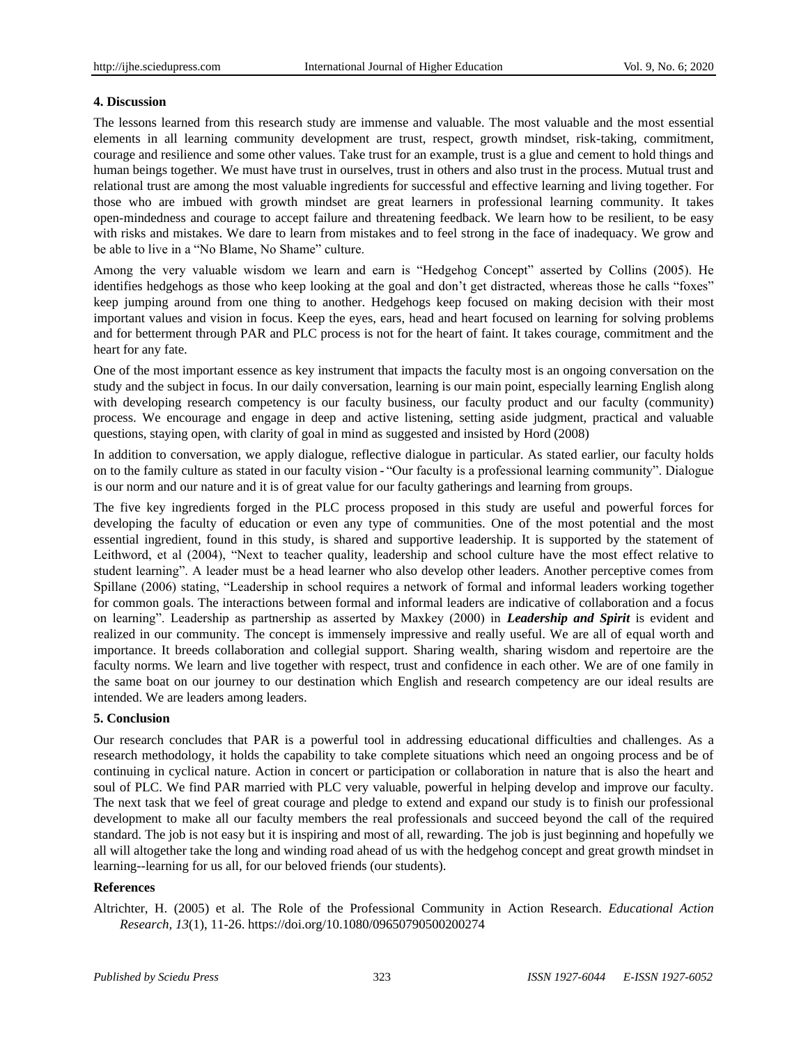## 4. Discussion

The lessons learned from this research study are immense and valuable. The most valuable and the most essential elements in all learning community development are trust, respect, growth mindset, risk-taking, commitment, courage and resilience and some other values. Take trust for an example, trust is a glue and cement to hold things and human beings together. We must have trust in ourselves, trust in others and also trust in the process. Mutual trust and relational trust are among the most valuable ingredients for successful and effective learning and living together. For those who are imbued with growth mindset are great learners in professional learning community. It takes open-mindedness and courage to accept failure and threatening feedback. We learn how to be resilient, to be easy with risks and mistakes. We dare to learn from mistakes and to feel strong in the face of inadequacy. We grow and be able to live in a "No Blame, No Shame" culture.

Among the very valuable wisdom we learn and earn is "Hedgehog Concept" asserted by Collins (2005). He identifies hedgehogs as those who keep looking at the goal and don't get distracted, whereas those he calls "foxes" keep jumping around from one thing to another. Hedgehogs keep focused on making decision with their most important values and vision in focus. Keep the eyes, ears, head and heart focused on learning for solving problems and for betterment through PAR and PLC process is not for the heart of faint. It takes courage, commitment and the heart for any fate.

One of the most important essence as key instrument that impacts the faculty most is an ongoing conversation on the study and the subject in focus. In our daily conversation, learning is our main point, especially learning English along with developing research competency is our faculty business, our faculty product and our faculty (community) process. We encourage and engage in deep and active listening, setting aside judgment, practical and valuable questions, staying open, with clarity of goal in mind as suggested and insisted by Hord (2008)

In addition to conversation, we apply dialogue, reflective dialogue in particular. As stated earlier, our faculty holds on to the family culture as stated in our faculty vision - "Our faculty is a professional learning community". Dialogue is our norm and our nature and it is of great value for our faculty gatherings and learning from groups.

The five key ingredients forged in the PLC process proposed in this study are useful and powerful forces for developing the faculty of education or even any type of communities. One of the most potential and the most essential ingredient, found in this study, is shared and supportive leadership. It is supported by the statement of Leithword, et al (2004), "Next to teacher quality, leadership and school culture have the most effect relative to student learning". A leader must be a head learner who also develop other leaders. Another perceptive comes from Spillane (2006) stating, "Leadership in school requires a network of formal and informal leaders working together for common goals. The interactions between formal and informal leaders are indicative of collaboration and a focus on learning". Leadership as partnership as asserted by Maxkey (2000) in ***Leadership and Spirit*** is evident and realized in our community. The concept is immensely impressive and really useful. We are all of equal worth and importance. It breeds collaboration and collegial support. Sharing wealth, sharing wisdom and repertoire are the faculty norms. We learn and live together with respect, trust and confidence in each other. We are of one family in the same boat on our journey to our destination which English and research competency are our ideal results are intended. We are leaders among leaders.

## 5. Conclusion

Our research concludes that PAR is a powerful tool in addressing educational difficulties and challenges. As a research methodology, it holds the capability to take complete situations which need an ongoing process and be of continuing in cyclical nature. Action in concert or participation or collaboration in nature that is also the heart and soul of PLC. We find PAR married with PLC very valuable, powerful in helping develop and improve our faculty. The next task that we feel of great courage and pledge to extend and expand our study is to finish our professional development to make all our faculty members the real professionals and succeed beyond the call of the required standard. The job is not easy but it is inspiring and most of all, rewarding. The job is just beginning and hopefully we all will altogether take the long and winding road ahead of us with the hedgehog concept and great growth mindset in learning--learning for us all, for our beloved friends (our students).

## References

Altrichter, H. (2005) et al. The Role of the Professional Community in Action Research. *Educational Action Research, 13*(1), 11-26. https://doi.org/10.1080/09650790500200274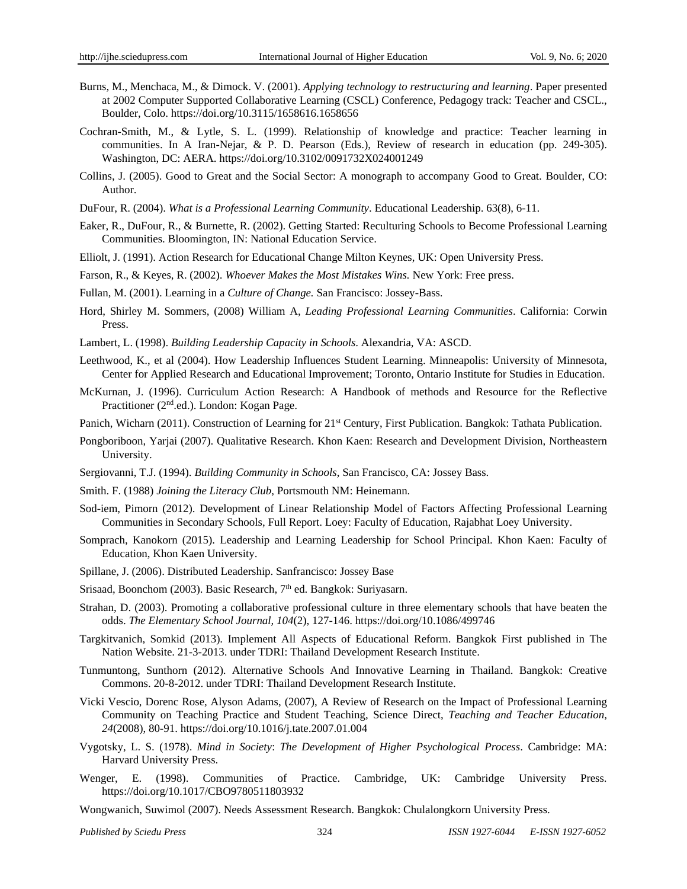Burns, M., Menchaca, M., & Dimock. V. (2001). *Applying technology to restructuring and learning*. Paper presented at 2002 Computer Supported Collaborative Learning (CSCL) Conference, Pedagogy track: Teacher and CSCL., Boulder, Colo. https://doi.org/10.3115/1658616.1658656

Cochran-Smith, M., & Lytle, S. L. (1999). Relationship of knowledge and practice: Teacher learning in communities. In A Iran-Nejar, & P. D. Pearson (Eds.), Review of research in education (pp. 249-305). Washington, DC: AERA. https://doi.org/10.3102/0091732X024001249

Collins, J. (2005). Good to Great and the Social Sector: A monograph to accompany Good to Great. Boulder, CO: Author.

DuFour, R. (2004). *What is a Professional Learning Community*. Educational Leadership. 63(8), 6-11.

Eaker, R., DuFour, R., & Burnette, R. (2002). Getting Started: Reculturing Schools to Become Professional Learning Communities. Bloomington, IN: National Education Service.

Elliolt, J. (1991). Action Research for Educational Change Milton Keynes, UK: Open University Press.

Farson, R., & Keyes, R. (2002). *Whoever Makes the Most Mistakes Wins.* New York: Free press.

Fullan, M. (2001). Learning in a *Culture of Change.* San Francisco: Jossey-Bass.

Hord, Shirley M. Sommers, (2008) William A, *Leading Professional Learning Communities*. California: Corwin Press.

Lambert, L. (1998). *Building Leadership Capacity in Schools*. Alexandria, VA: ASCD.

Leethwood, K., et al (2004). How Leadership Influences Student Learning. Minneapolis: University of Minnesota, Center for Applied Research and Educational Improvement; Toronto, Ontario Institute for Studies in Education.

McKurnan, J. (1996). Curriculum Action Research: A Handbook of methods and Resource for the Reflective Practitioner (2nd.ed.). London: Kogan Page.

Panich, Wicharn (2011). Construction of Learning for 21st Century, First Publication. Bangkok: Tathata Publication.

Pongboriboon, Yarjai (2007). Qualitative Research. Khon Kaen: Research and Development Division, Northeastern University.

Sergiovanni, T.J. (1994). *Building Community in Schools*, San Francisco, CA: Jossey Bass.

Smith. F. (1988) *Joining the Literacy Club,* Portsmouth NM: Heinemann.

Sod-iem, Pimorn (2012). Development of Linear Relationship Model of Factors Affecting Professional Learning Communities in Secondary Schools, Full Report. Loey: Faculty of Education, Rajabhat Loey University.

Somprach, Kanokorn (2015). Leadership and Learning Leadership for School Principal. Khon Kaen: Faculty of Education, Khon Kaen University.

Spillane, J. (2006). Distributed Leadership. Sanfrancisco: Jossey Base

Srisaad, Boonchom (2003). Basic Research, 7th ed. Bangkok: Suriyasarn.

Strahan, D. (2003). Promoting a collaborative professional culture in three elementary schools that have beaten the odds. *The Elementary School Journal, 104*(2), 127-146. https://doi.org/10.1086/499746

Targkitvanich, Somkid (2013). Implement All Aspects of Educational Reform. Bangkok First published in The Nation Website. 21-3-2013. under TDRI: Thailand Development Research Institute.

Tunmuntong, Sunthorn (2012). Alternative Schools And Innovative Learning in Thailand. Bangkok: Creative Commons. 20-8-2012. under TDRI: Thailand Development Research Institute.

Vicki Vescio, Dorenc Rose, Alyson Adams, (2007), A Review of Research on the Impact of Professional Learning Community on Teaching Practice and Student Teaching, Science Direct, *Teaching and Teacher Education, 24*(2008), 80-91. https://doi.org/10.1016/j.tate.2007.01.004

Vygotsky, L. S. (1978). *Mind in Society*: *The Development of Higher Psychological Process*. Cambridge: MA: Harvard University Press.

Wenger, E. (1998). Communities of Practice. Cambridge, UK: Cambridge University Press. https://doi.org/10.1017/CBO9780511803932

Wongwanich, Suwimol (2007). Needs Assessment Research. Bangkok: Chulalongkorn University Press.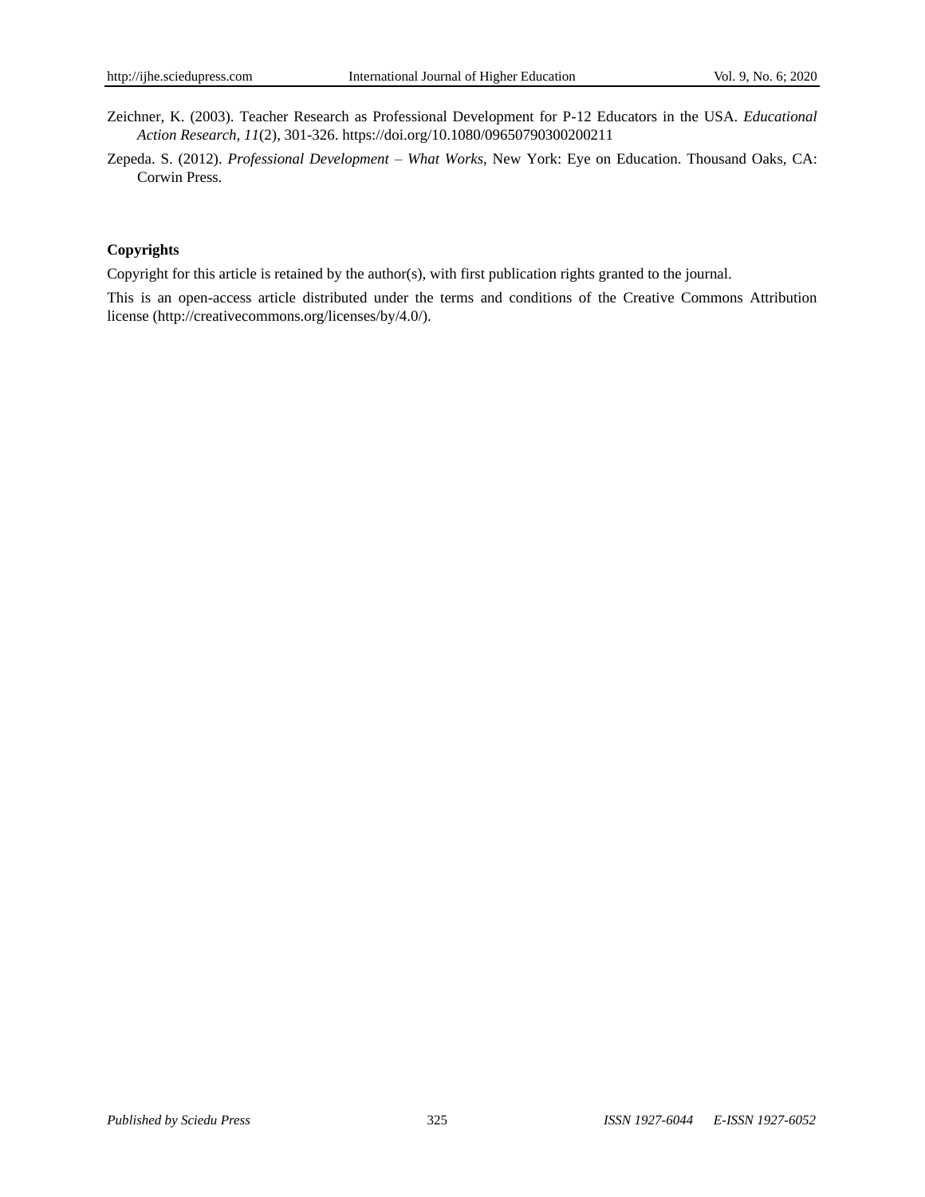Zeichner, K. (2003). Teacher Research as Professional Development for P-12 Educators in the USA. *Educational Action Research, 11*(2), 301-326. https://doi.org/10.1080/09650790300200211

Zepeda. S. (2012). *Professional Development – What Works*, New York: Eye on Education. Thousand Oaks, CA: Corwin Press.

**Copyrights**

Copyright for this article is retained by the author(s), with first publication rights granted to the journal.

This is an open-access article distributed under the terms and conditions of the Creative Commons Attribution license (http://creativecommons.org/licenses/by/4.0/).